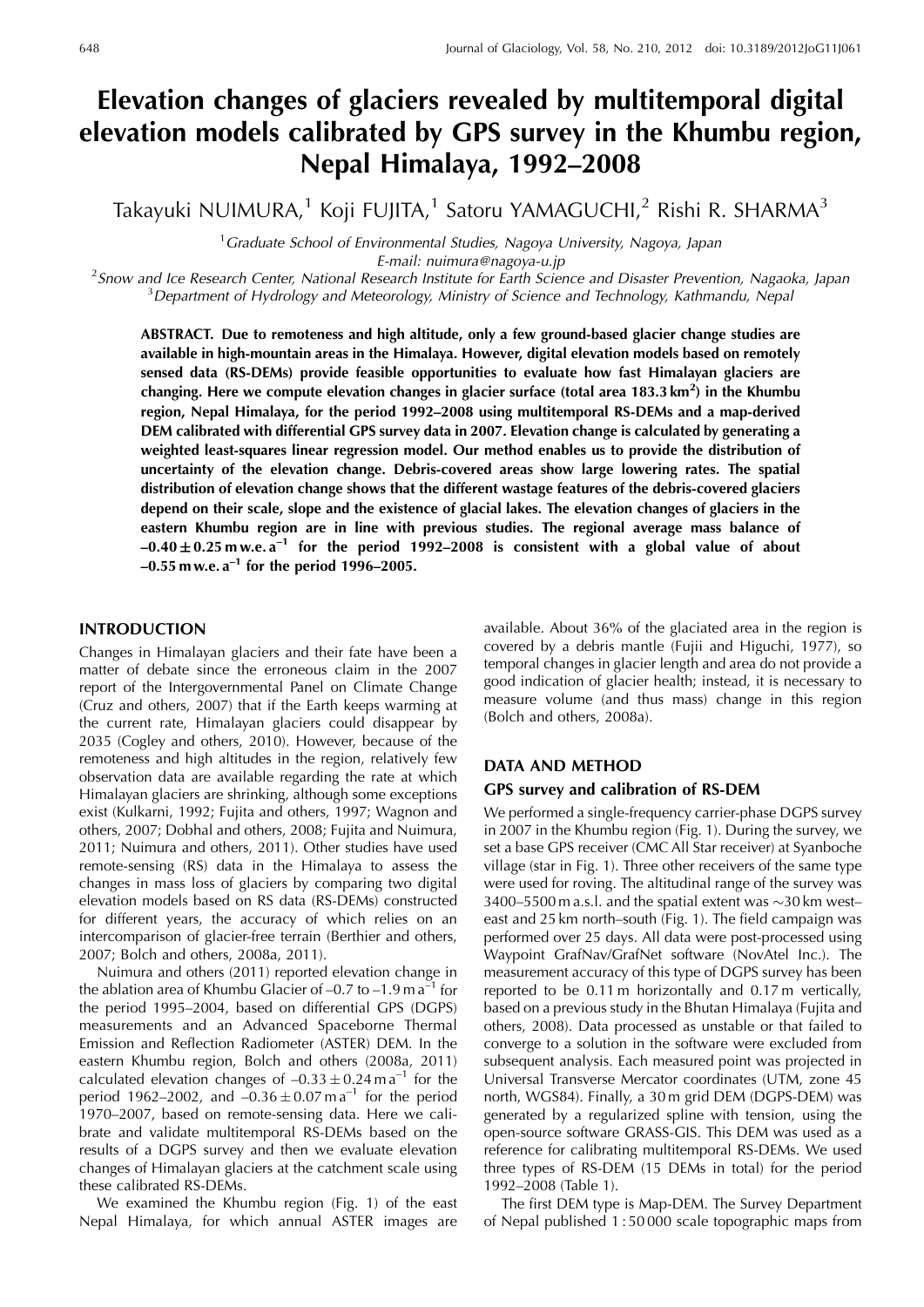# Elevation changes of glaciers revealed by multitemporal digital elevation models calibrated by GPS survey in the Khumbu region, Nepal Himalaya, 1992–2008

Takayuki NUIMURA,[1] Koji FUJITA,[1] Satoru YAMAGUCHI,[2] Rishi R. SHARMA[3]

[1]*Graduate School of Environmental Studies, Nagoya University, Nagoya, Japan*
*E-mail: nuimura@nagoya-u.jp*
[2]*Snow and Ice Research Center, National Research Institute for Earth Science and Disaster Prevention, Nagaoka, Japan*
[3]*Department of Hydrology and Meteorology, Ministry of Science and Technology, Kathmandu, Nepal*

**ABSTRACT. Due to remoteness and high altitude, only a few ground-based glacier change studies are available in high-mountain areas in the Himalaya. However, digital elevation models based on remotely sensed data (RS-DEMs) provide feasible opportunities to evaluate how fast Himalayan glaciers are changing. Here we compute elevation changes in glacier surface (total area 183.3 km$^2$) in the Khumbu region, Nepal Himalaya, for the period 1992–2008 using multitemporal RS-DEMs and a map-derived DEM calibrated with differential GPS survey data in 2007. Elevation change is calculated by generating a weighted least-squares linear regression model. Our method enables us to provide the distribution of uncertainty of the elevation change. Debris-covered areas show large lowering rates. The spatial distribution of elevation change shows that the different wastage features of the debris-covered glaciers depend on their scale, slope and the existence of glacial lakes. The elevation changes of glaciers in the eastern Khumbu region are in line with previous studies. The regional average mass balance of –0.40 ± 0.25 m w.e. a$^{-1}$ for the period 1992–2008 is consistent with a global value of about –0.55 m w.e. a$^{-1}$ for the period 1996–2005.**

## INTRODUCTION

Changes in Himalayan glaciers and their fate have been a matter of debate since the erroneous claim in the 2007 report of the Intergovernmental Panel on Climate Change (Cruz and others, 2007) that if the Earth keeps warming at the current rate, Himalayan glaciers could disappear by 2035 (Cogley and others, 2010). However, because of the remoteness and high altitudes in the region, relatively few observation data are available regarding the rate at which Himalayan glaciers are shrinking, although some exceptions exist (Kulkarni, 1992; Fujita and others, 1997; Wagnon and others, 2007; Dobhal and others, 2008; Fujita and Nuimura, 2011; Nuimura and others, 2011). Other studies have used remote-sensing (RS) data in the Himalaya to assess the changes in mass loss of glaciers by comparing two digital elevation models based on RS data (RS-DEMs) constructed for different years, the accuracy of which relies on an intercomparison of glacier-free terrain (Berthier and others, 2007; Bolch and others, 2008a, 2011).

Nuimura and others (2011) reported elevation change in the ablation area of Khumbu Glacier of –0.7 to –1.9 m a$^{-1}$ for the period 1995–2004, based on differential GPS (DGPS) measurements and an Advanced Spaceborne Thermal Emission and Reflection Radiometer (ASTER) DEM. In the eastern Khumbu region, Bolch and others (2008a, 2011) calculated elevation changes of –0.33 ± 0.24 m a$^{-1}$ for the period 1962–2002, and –0.36 ± 0.07 m a$^{-1}$ for the period 1970–2007, based on remote-sensing data. Here we calibrate and validate multitemporal RS-DEMs based on the results of a DGPS survey and then we evaluate elevation changes of Himalayan glaciers at the catchment scale using these calibrated RS-DEMs.

We examined the Khumbu region (Fig. 1) of the east Nepal Himalaya, for which annual ASTER images are available. About 36% of the glaciated area in the region is covered by a debris mantle (Fujii and Higuchi, 1977), so temporal changes in glacier length and area do not provide a good indication of glacier health; instead, it is necessary to measure volume (and thus mass) change in this region (Bolch and others, 2008a).

## DATA AND METHOD

### GPS survey and calibration of RS-DEM

We performed a single-frequency carrier-phase DGPS survey in 2007 in the Khumbu region (Fig. 1). During the survey, we set a base GPS receiver (CMC All Star receiver) at Syanboche village (star in Fig. 1). Three other receivers of the same type were used for roving. The altitudinal range of the survey was 3400–5500 m a.s.l. and the spatial extent was ~30 km west–east and 25 km north–south (Fig. 1). The field campaign was performed over 25 days. All data were post-processed using Waypoint GrafNav/GrafNet software (NovAtel Inc.). The measurement accuracy of this type of DGPS survey has been reported to be 0.11 m horizontally and 0.17 m vertically, based on a previous study in the Bhutan Himalaya (Fujita and others, 2008). Data processed as unstable or that failed to converge to a solution in the software were excluded from subsequent analysis. Each measured point was projected in Universal Transverse Mercator coordinates (UTM, zone 45 north, WGS84). Finally, a 30 m grid DEM (DGPS-DEM) was generated by a regularized spline with tension, using the open-source software GRASS-GIS. This DEM was used as a reference for calibrating multitemporal RS-DEMs. We used three types of RS-DEM (15 DEMs in total) for the period 1992–2008 (Table 1).

The first DEM type is Map-DEM. The Survey Department of Nepal published 1 : 50 000 scale topographic maps from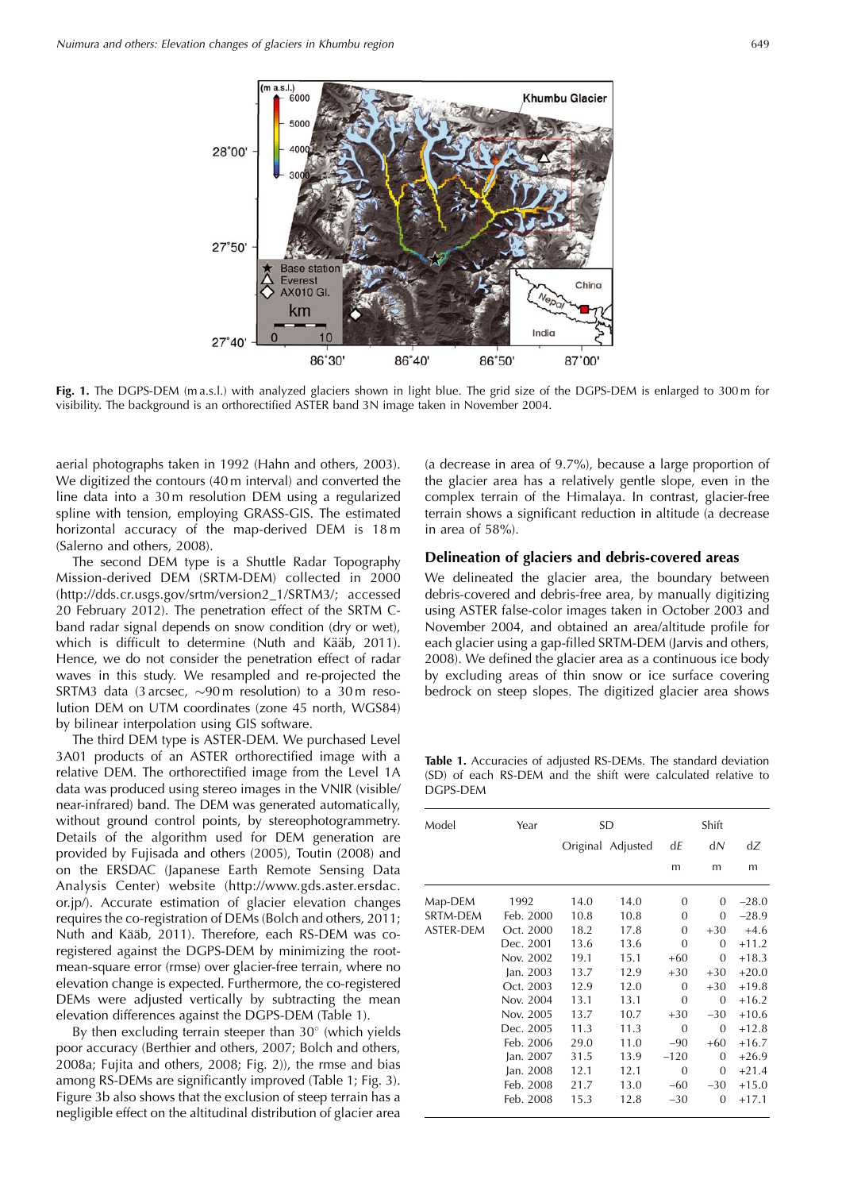**Fig. 1.** The DGPS-DEM (m a.s.l.) with analyzed glaciers shown in light blue. The grid size of the DGPS-DEM is enlarged to 300 m for visibility. The background is an orthorectified ASTER band 3N image taken in November 2004.

aerial photographs taken in 1992 (Hahn and others, 2003). We digitized the contours (40 m interval) and converted the line data into a 30 m resolution DEM using a regularized spline with tension, employing GRASS-GIS. The estimated horizontal accuracy of the map-derived DEM is 18 m (Salerno and others, 2008).

The second DEM type is a Shuttle Radar Topography Mission-derived DEM (SRTM-DEM) collected in 2000 (http://dds.cr.usgs.gov/srtm/version2_1/SRTM3/; accessed 20 February 2012). The penetration effect of the SRTM C-band radar signal depends on snow condition (dry or wet), which is difficult to determine (Nuth and Kääb, 2011). Hence, we do not consider the penetration effect of radar waves in this study. We resampled and re-projected the SRTM3 data (3 arcsec, ~90 m resolution) to a 30 m resolution DEM on UTM coordinates (zone 45 north, WGS84) by bilinear interpolation using GIS software.

The third DEM type is ASTER-DEM. We purchased Level 3A01 products of an ASTER orthorectified image with a relative DEM. The orthorectified image from the Level 1A data was produced using stereo images in the VNIR (visible/near-infrared) band. The DEM was generated automatically, without ground control points, by stereophotogrammetry. Details of the algorithm used for DEM generation are provided by Fujisada and others (2005), Toutin (2008) and on the ERSDAC (Japanese Earth Remote Sensing Data Analysis Center) website (http://www.gds.aster.ersdac.or.jp/). Accurate estimation of glacier elevation changes requires the co-registration of DEMs (Bolch and others, 2011; Nuth and Kääb, 2011). Therefore, each RS-DEM was co-registered against the DGPS-DEM by minimizing the root-mean-square error (rmse) over glacier-free terrain, where no elevation change is expected. Furthermore, the co-registered DEMs were adjusted vertically by subtracting the mean elevation differences against the DGPS-DEM (Table 1).

By then excluding terrain steeper than 30° (which yields poor accuracy (Berthier and others, 2007; Bolch and others, 2008a; Fujita and others, 2008; Fig. 2)), the rmse and bias among RS-DEMs are significantly improved (Table 1; Fig. 3). Figure 3b also shows that the exclusion of steep terrain has a negligible effect on the altitudinal distribution of glacier area (a decrease in area of 9.7%), because a large proportion of the glacier area has a relatively gentle slope, even in the complex terrain of the Himalaya. In contrast, glacier-free terrain shows a significant reduction in altitude (a decrease in area of 58%).

## Delineation of glaciers and debris-covered areas

We delineated the glacier area, the boundary between debris-covered and debris-free area, by manually digitizing using ASTER false-color images taken in October 2003 and November 2004, and obtained an area/altitude profile for each glacier using a gap-filled SRTM-DEM (Jarvis and others, 2008). We defined the glacier area as a continuous ice body by excluding areas of thin snow or ice surface covering bedrock on steep slopes. The digitized glacier area shows

**Table 1.** Accuracies of adjusted RS-DEMs. The standard deviation (SD) of each RS-DEM and the shift were calculated relative to DGPS-DEM

| Model | Year | SD | | Shift | | |
|---|---|---|---|---|---|---|
| | | Original | Adjusted | $dE$ | $dN$ | $dZ$ |
| | | | | m | m | m |
| Map-DEM | 1992 | 14.0 | 14.0 | 0 | 0 | −28.0 |
| SRTM-DEM | Feb. 2000 | 10.8 | 10.8 | 0 | 0 | −28.9 |
| ASTER-DEM | Oct. 2000 | 18.2 | 17.8 | 0 | +30 | +4.6 |
| | Dec. 2001 | 13.6 | 13.6 | 0 | 0 | +11.2 |
| | Nov. 2002 | 19.1 | 15.1 | +60 | 0 | +18.3 |
| | Jan. 2003 | 13.7 | 12.9 | +30 | +30 | +20.0 |
| | Oct. 2003 | 12.9 | 12.0 | 0 | +30 | +19.8 |
| | Nov. 2004 | 13.1 | 13.1 | 0 | 0 | +16.2 |
| | Nov. 2005 | 13.7 | 10.7 | +30 | −30 | +10.6 |
| | Dec. 2005 | 11.3 | 11.3 | 0 | 0 | +12.8 |
| | Feb. 2006 | 29.0 | 11.0 | −90 | +60 | +16.7 |
| | Jan. 2007 | 31.5 | 13.9 | −120 | 0 | +26.9 |
| | Jan. 2008 | 12.1 | 12.1 | 0 | 0 | +21.4 |
| | Feb. 2008 | 21.7 | 13.0 | −60 | −30 | +15.0 |
| | Feb. 2008 | 15.3 | 12.8 | −30 | 0 | +17.1 |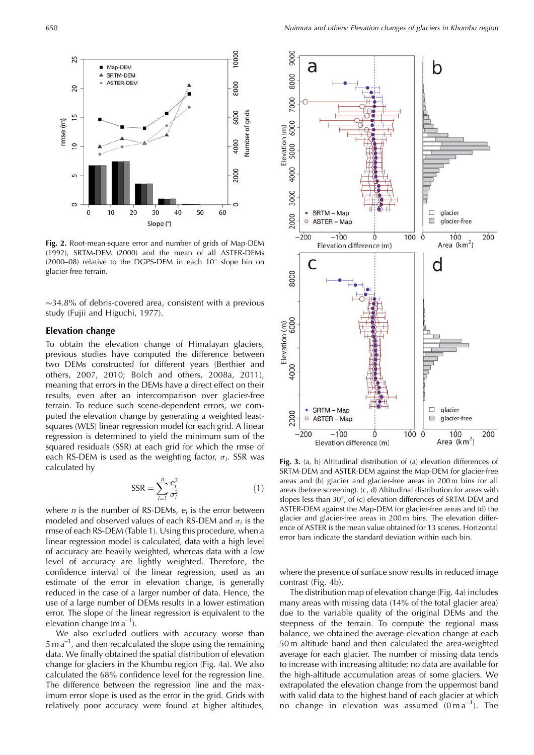**Fig. 2.** Root-mean-square error and number of grids of Map-DEM (1992), SRTM-DEM (2000) and the mean of all ASTER-DEMs (2000–08) relative to the DGPS-DEM in each 10° slope bin on glacier-free terrain.

~34.8% of debris-covered area, consistent with a previous study (Fujii and Higuchi, 1977).

## Elevation change

To obtain the elevation change of Himalayan glaciers, previous studies have computed the difference between two DEMs constructed for different years (Berthier and others, 2007, 2010; Bolch and others, 2008a, 2011), meaning that errors in the DEMs have a direct effect on their results, even after an intercomparison over glacier-free terrain. To reduce such scene-dependent errors, we computed the elevation change by generating a weighted least-squares (WLS) linear regression model for each grid. A linear regression is determined to yield the minimum sum of the squared residuals (SSR) at each grid for which the rmse of each RS-DEM is used as the weighting factor, $\sigma_i$. SSR was calculated by

$$\mathrm{SSR} = \sum_{i=1}^{n} \frac{e_i^2}{\sigma_i^2} \tag{1}$$

where $n$ is the number of RS-DEMs, $e_i$ is the error between modeled and observed values of each RS-DEM and $\sigma_i$ is the rmse of each RS-DEM (Table 1). Using this procedure, when a linear regression model is calculated, data with a high level of accuracy are heavily weighted, whereas data with a low level of accuracy are lightly weighted. Therefore, the confidence interval of the linear regression, used as an estimate of the error in elevation change, is generally reduced in the case of a larger number of data. Hence, the use of a large number of DEMs results in a lower estimation error. The slope of the linear regression is equivalent to the elevation change (m a$^{-1}$).

We also excluded outliers with accuracy worse than 5 m a$^{-1}$, and then recalculated the slope using the remaining data. We finally obtained the spatial distribution of elevation change for glaciers in the Khumbu region (Fig. 4a). We also calculated the 68% confidence level for the regression line. The difference between the regression line and the maximum error slope is used as the error in the grid. Grids with relatively poor accuracy were found at higher altitudes, where the presence of surface snow results in reduced image contrast (Fig. 4b).

**Fig. 3.** (a, b) Altitudinal distribution of (a) elevation differences of SRTM-DEM and ASTER-DEM against the Map-DEM for glacier-free areas and (b) glacier and glacier-free areas in 200 m bins for all areas (before screening). (c, d) Altitudinal distribution for areas with slopes less than 30°, of (c) elevation differences of SRTM-DEM and ASTER-DEM against the Map-DEM for glacier-free areas and (d) the glacier and glacier-free areas in 200 m bins. The elevation difference of ASTER is the mean value obtained for 13 scenes. Horizontal error bars indicate the standard deviation within each bin.

The distribution map of elevation change (Fig. 4a) includes many areas with missing data (14% of the total glacier area) due to the variable quality of the original DEMs and the steepness of the terrain. To compute the regional mass balance, we obtained the average elevation change at each 50 m altitude band and then calculated the area-weighted average for each glacier. The number of missing data tends to increase with increasing altitude; no data are available for the high-altitude accumulation areas of some glaciers. We extrapolated the elevation change from the uppermost band with valid data to the highest band of each glacier at which no change in elevation was assumed (0 m a$^{-1}$). The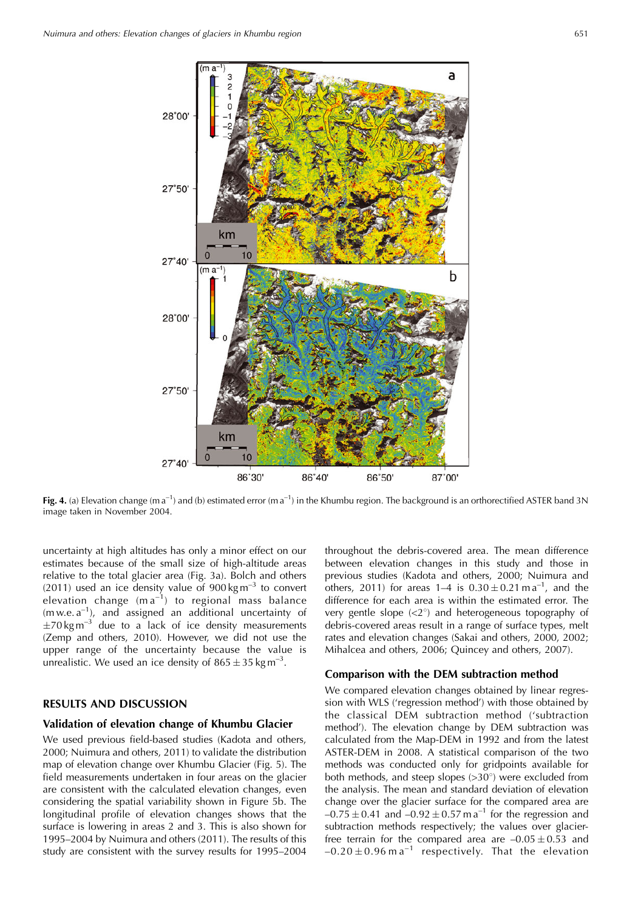Fig. 4. (a) Elevation change ($m\,a^{-1}$) and (b) estimated error ($m\,a^{-1}$) in the Khumbu region. The background is an orthorectified ASTER band 3N image taken in November 2004.

uncertainty at high altitudes has only a minor effect on our estimates because of the small size of high-altitude areas relative to the total glacier area (Fig. 3a). Bolch and others (2011) used an ice density value of $900\,kg\,m^{-3}$ to convert elevation change ($m\,a^{-1}$) to regional mass balance (m w.e. $a^{-1}$), and assigned an additional uncertainty of $\pm70\,kg\,m^{-3}$ due to a lack of ice density measurements (Zemp and others, 2010). However, we did not use the upper range of the uncertainty because the value is unrealistic. We used an ice density of $865 \pm 35\,kg\,m^{-3}$.

## RESULTS AND DISCUSSION

### Validation of elevation change of Khumbu Glacier

We used previous field-based studies (Kadota and others, 2000; Nuimura and others, 2011) to validate the distribution map of elevation change over Khumbu Glacier (Fig. 5). The field measurements undertaken in four areas on the glacier are consistent with the calculated elevation changes, even considering the spatial variability shown in Figure 5b. The longitudinal profile of elevation changes shows that the surface is lowering in areas 2 and 3. This is also shown for 1995–2004 by Nuimura and others (2011). The results of this study are consistent with the survey results for 1995–2004 throughout the debris-covered area. The mean difference between elevation changes in this study and those in previous studies (Kadota and others, 2000; Nuimura and others, 2011) for areas 1–4 is $0.30 \pm 0.21\,m\,a^{-1}$, and the difference for each area is within the estimated error. The very gentle slope (<2°) and heterogeneous topography of debris-covered areas result in a range of surface types, melt rates and elevation changes (Sakai and others, 2000, 2002; Mihalcea and others, 2006; Quincey and others, 2007).

### Comparison with the DEM subtraction method

We compared elevation changes obtained by linear regression with WLS ('regression method') with those obtained by the classical DEM subtraction method ('subtraction method'). The elevation change by DEM subtraction was calculated from the Map-DEM in 1992 and from the latest ASTER-DEM in 2008. A statistical comparison of the two methods was conducted only for gridpoints available for both methods, and steep slopes (>30°) were excluded from the analysis. The mean and standard deviation of elevation change over the glacier surface for the compared area are $-0.75 \pm 0.41$ and $-0.92 \pm 0.57\,m\,a^{-1}$ for the regression and subtraction methods respectively; the values over glacier-free terrain for the compared area are $-0.05 \pm 0.53$ and $-0.20 \pm 0.96\,m\,a^{-1}$ respectively. That the elevation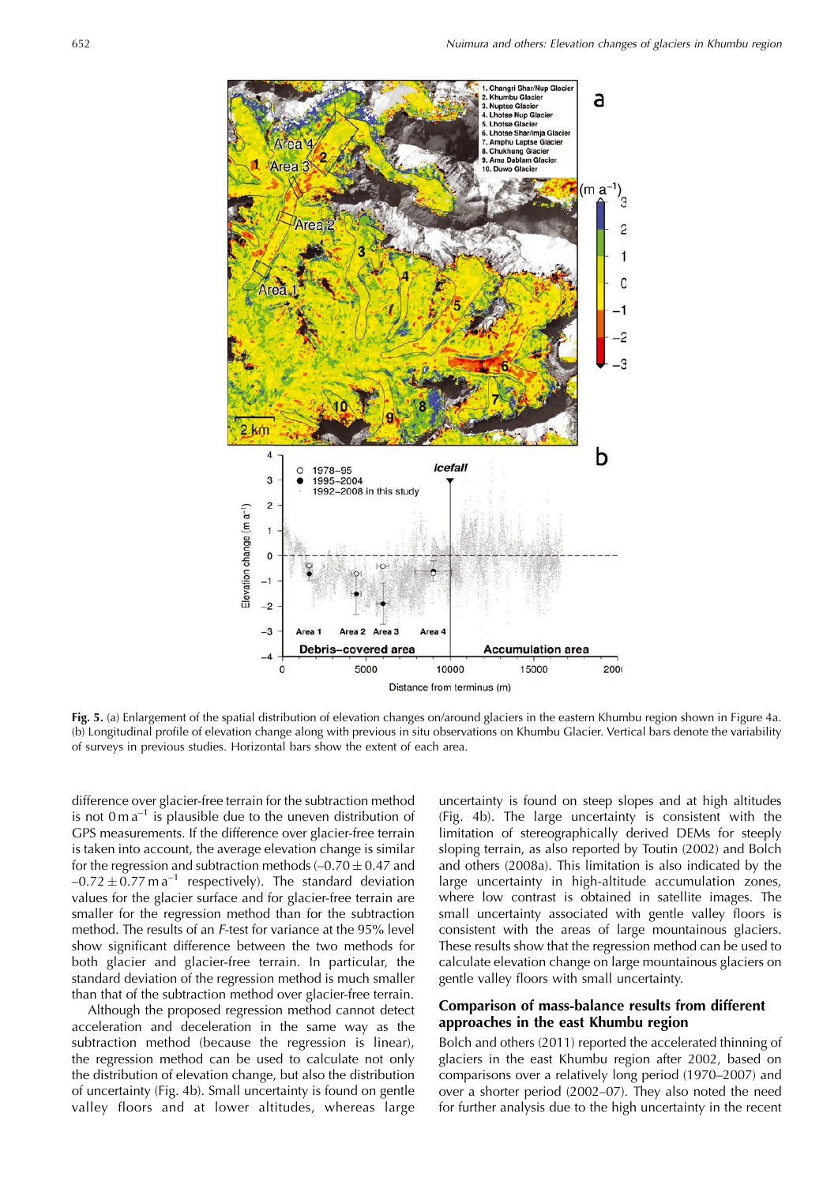**Fig. 5.** (a) Enlargement of the spatial distribution of elevation changes on/around glaciers in the eastern Khumbu region shown in Figure 4a. (b) Longitudinal profile of elevation change along with previous in situ observations on Khumbu Glacier. Vertical bars denote the variability of surveys in previous studies. Horizontal bars show the extent of each area.

difference over glacier-free terrain for the subtraction method is not 0 m a$^{-1}$ is plausible due to the uneven distribution of GPS measurements. If the difference over glacier-free terrain is taken into account, the average elevation change is similar for the regression and subtraction methods ($-0.70 \pm 0.47$ and $-0.72 \pm 0.77$ m a$^{-1}$ respectively). The standard deviation values for the glacier surface and for glacier-free terrain are smaller for the regression method than for the subtraction method. The results of an *F*-test for variance at the 95% level show significant difference between the two methods for both glacier and glacier-free terrain. In particular, the standard deviation of the regression method is much smaller than that of the subtraction method over glacier-free terrain.

Although the proposed regression method cannot detect acceleration and deceleration in the same way as the subtraction method (because the regression is linear), the regression method can be used to calculate not only the distribution of elevation change, but also the distribution of uncertainty (Fig. 4b). Small uncertainty is found on gentle valley floors and at lower altitudes, whereas large uncertainty is found on steep slopes and at high altitudes (Fig. 4b). The large uncertainty is consistent with the limitation of stereographically derived DEMs for steeply sloping terrain, as also reported by Toutin (2002) and Bolch and others (2008a). This limitation is also indicated by the large uncertainty in high-altitude accumulation zones, where low contrast is obtained in satellite images. The small uncertainty associated with gentle valley floors is consistent with the areas of large mountainous glaciers. These results show that the regression method can be used to calculate elevation change on large mountainous glaciers on gentle valley floors with small uncertainty.

## Comparison of mass-balance results from different approaches in the east Khumbu region

Bolch and others (2011) reported the accelerated thinning of glaciers in the east Khumbu region after 2002, based on comparisons over a relatively long period (1970–2007) and over a shorter period (2002–07). They also noted the need for further analysis due to the high uncertainty in the recent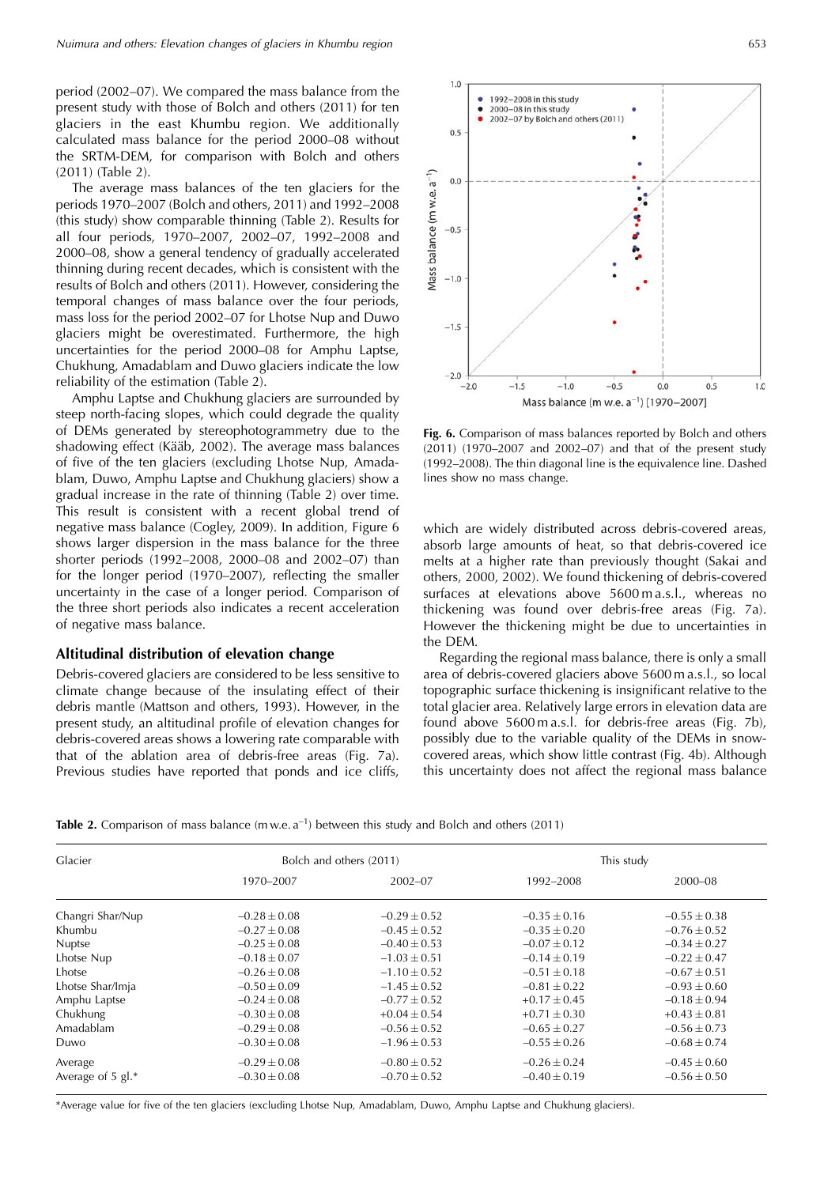period (2002–07). We compared the mass balance from the present study with those of Bolch and others (2011) for ten glaciers in the east Khumbu region. We additionally calculated mass balance for the period 2000–08 without the SRTM-DEM, for comparison with Bolch and others (2011) (Table 2).

The average mass balances of the ten glaciers for the periods 1970–2007 (Bolch and others, 2011) and 1992–2008 (this study) show comparable thinning (Table 2). Results for all four periods, 1970–2007, 2002–07, 1992–2008 and 2000–08, show a general tendency of gradually accelerated thinning during recent decades, which is consistent with the results of Bolch and others (2011). However, considering the temporal changes of mass balance over the four periods, mass loss for the period 2002–07 for Lhotse Nup and Duwo glaciers might be overestimated. Furthermore, the high uncertainties for the period 2000–08 for Amphu Laptse, Chukhung, Amadablam and Duwo glaciers indicate the low reliability of the estimation (Table 2).

Amphu Laptse and Chukhung glaciers are surrounded by steep north-facing slopes, which could degrade the quality of DEMs generated by stereophotogrammetry due to the shadowing effect (Kääb, 2002). The average mass balances of five of the ten glaciers (excluding Lhotse Nup, Amadablam, Duwo, Amphu Laptse and Chukhung glaciers) show a gradual increase in the rate of thinning (Table 2) over time. This result is consistent with a recent global trend of negative mass balance (Cogley, 2009). In addition, Figure 6 shows larger dispersion in the mass balance for the three shorter periods (1992–2008, 2000–08 and 2002–07) than for the longer period (1970–2007), reflecting the smaller uncertainty in the case of a longer period. Comparison of the three short periods also indicates a recent acceleration of negative mass balance.

**Fig. 6.** Comparison of mass balances reported by Bolch and others (2011) (1970–2007 and 2002–07) and that of the present study (1992–2008). The thin diagonal line is the equivalence line. Dashed lines show no mass change.

## Altitudinal distribution of elevation change

Debris-covered glaciers are considered to be less sensitive to climate change because of the insulating effect of their debris mantle (Mattson and others, 1993). However, in the present study, an altitudinal profile of elevation changes for debris-covered areas shows a lowering rate comparable with that of the ablation area of debris-free areas (Fig. 7a). Previous studies have reported that ponds and ice cliffs, which are widely distributed across debris-covered areas, absorb large amounts of heat, so that debris-covered ice melts at a higher rate than previously thought (Sakai and others, 2000, 2002). We found thickening of debris-covered surfaces at elevations above 5600 m a.s.l., whereas no thickening was found over debris-free areas (Fig. 7a). However the thickening might be due to uncertainties in the DEM.

Regarding the regional mass balance, there is only a small area of debris-covered glaciers above 5600 m a.s.l., so local topographic surface thickening is insignificant relative to the total glacier area. Relatively large errors in elevation data are found above 5600 m a.s.l. for debris-free areas (Fig. 7b), possibly due to the variable quality of the DEMs in snow-covered areas, which show little contrast (Fig. 4b). Although this uncertainty does not affect the regional mass balance

**Table 2.** Comparison of mass balance (m w.e. $a^{-1}$) between this study and Bolch and others (2011)

| Glacier | Bolch and others (2011) | | This study | |
|---|---|---|---|---|
| | 1970–2007 | 2002–07 | 1992–2008 | 2000–08 |
| Changri Shar/Nup | −0.28 ± 0.08 | −0.29 ± 0.52 | −0.35 ± 0.16 | −0.55 ± 0.38 |
| Khumbu | −0.27 ± 0.08 | −0.45 ± 0.52 | −0.35 ± 0.20 | −0.76 ± 0.52 |
| Nuptse | −0.25 ± 0.08 | −0.40 ± 0.53 | −0.07 ± 0.12 | −0.34 ± 0.27 |
| Lhotse Nup | −0.18 ± 0.07 | −1.03 ± 0.51 | −0.14 ± 0.19 | −0.22 ± 0.47 |
| Lhotse | −0.26 ± 0.08 | −1.10 ± 0.52 | −0.51 ± 0.18 | −0.67 ± 0.51 |
| Lhotse Shar/Imja | −0.50 ± 0.09 | −1.45 ± 0.52 | −0.81 ± 0.22 | −0.93 ± 0.60 |
| Amphu Laptse | −0.24 ± 0.08 | −0.77 ± 0.52 | +0.17 ± 0.45 | −0.18 ± 0.94 |
| Chukhung | −0.30 ± 0.08 | +0.04 ± 0.54 | +0.71 ± 0.30 | +0.43 ± 0.81 |
| Amadablam | −0.29 ± 0.08 | −0.56 ± 0.52 | −0.65 ± 0.27 | −0.56 ± 0.73 |
| Duwo | −0.30 ± 0.08 | −1.96 ± 0.53 | −0.55 ± 0.26 | −0.68 ± 0.74 |
| Average | −0.29 ± 0.08 | −0.80 ± 0.52 | −0.26 ± 0.24 | −0.45 ± 0.60 |
| Average of 5 gl.* | −0.30 ± 0.08 | −0.70 ± 0.52 | −0.40 ± 0.19 | −0.56 ± 0.50 |

*Average value for five of the ten glaciers (excluding Lhotse Nup, Amadablam, Duwo, Amphu Laptse and Chukhung glaciers).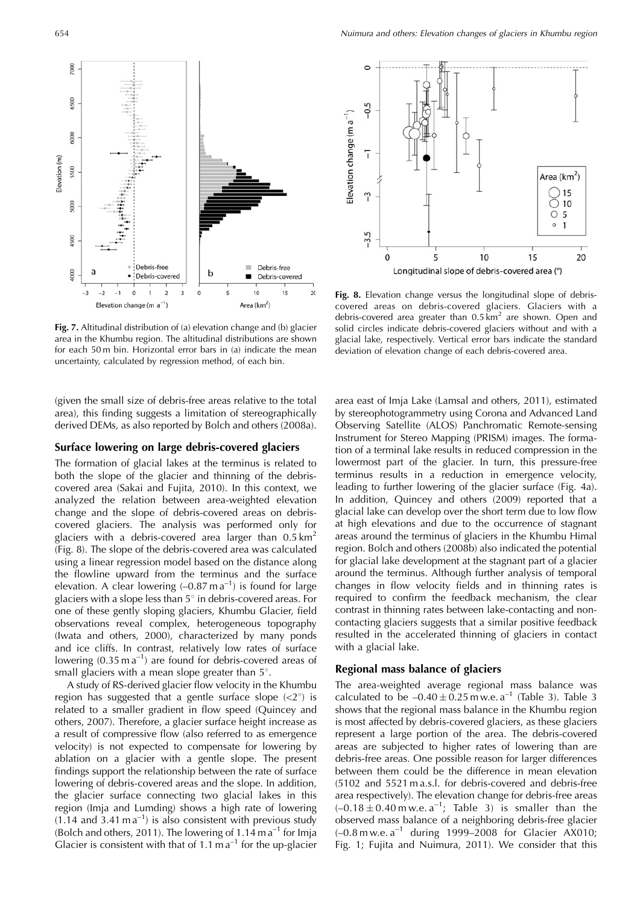Fig. 7. Altitudinal distribution of (a) elevation change and (b) glacier area in the Khumbu region. The altitudinal distributions are shown for each 50 m bin. Horizontal error bars in (a) indicate the mean uncertainty, calculated by regression method, of each bin.

Fig. 8. Elevation change versus the longitudinal slope of debris-covered areas on debris-covered glaciers. Glaciers with a debris-covered area greater than 0.5 km$^2$ are shown. Open and solid circles indicate debris-covered glaciers without and with a glacial lake, respectively. Vertical error bars indicate the standard deviation of elevation change of each debris-covered area.

(given the small size of debris-free areas relative to the total area), this finding suggests a limitation of stereographically derived DEMs, as also reported by Bolch and others (2008a).

## Surface lowering on large debris-covered glaciers

The formation of glacial lakes at the terminus is related to both the slope of the glacier and thinning of the debris-covered area (Sakai and Fujita, 2010). In this context, we analyzed the relation between area-weighted elevation change and the slope of debris-covered areas on debris-covered glaciers. The analysis was performed only for glaciers with a debris-covered area larger than 0.5 km$^2$ (Fig. 8). The slope of the debris-covered area was calculated using a linear regression model based on the distance along the flowline upward from the terminus and the surface elevation. A clear lowering (–0.87 m a$^{-1}$) is found for large glaciers with a slope less than 5° in debris-covered areas. For one of these gently sloping glaciers, Khumbu Glacier, field observations reveal complex, heterogeneous topography (Iwata and others, 2000), characterized by many ponds and ice cliffs. In contrast, relatively low rates of surface lowering (0.35 m a$^{-1}$) are found for debris-covered areas of small glaciers with a mean slope greater than 5°.

A study of RS-derived glacier flow velocity in the Khumbu region has suggested that a gentle surface slope (<2°) is related to a smaller gradient in flow speed (Quincey and others, 2007). Therefore, a glacier surface height increase as a result of compressive flow (also referred to as emergence velocity) is not expected to compensate for lowering by ablation on a glacier with a gentle slope. The present findings support the relationship between the rate of surface lowering of debris-covered areas and the slope. In addition, the glacier surface connecting two glacial lakes in this region (Imja and Lumding) shows a high rate of lowering (1.14 and 3.41 m a$^{-1}$) is also consistent with previous study (Bolch and others, 2011). The lowering of 1.14 m a$^{-1}$ for Imja Glacier is consistent with that of 1.1 m a$^{-1}$ for the up-glacier area east of Imja Lake (Lamsal and others, 2011), estimated by stereophotogrammetry using Corona and Advanced Land Observing Satellite (ALOS) Panchromatic Remote-sensing Instrument for Stereo Mapping (PRISM) images. The formation of a terminal lake results in reduced compression in the lowermost part of the glacier. In turn, this pressure-free terminus results in a reduction in emergence velocity, leading to further lowering of the glacier surface (Fig. 4a). In addition, Quincey and others (2009) reported that a glacial lake can develop over the short term due to low flow at high elevations and due to the occurrence of stagnant areas around the terminus of glaciers in the Khumbu Himal region. Bolch and others (2008b) also indicated the potential for glacial lake development at the stagnant part of a glacier around the terminus. Although further analysis of temporal changes in flow velocity fields and in thinning rates is required to confirm the feedback mechanism, the clear contrast in thinning rates between lake-contacting and non-contacting glaciers suggests that a similar positive feedback resulted in the accelerated thinning of glaciers in contact with a glacial lake.

## Regional mass balance of glaciers

The area-weighted average regional mass balance was calculated to be –0.40 ± 0.25 m w.e. a$^{-1}$ (Table 3). Table 3 shows that the regional mass balance in the Khumbu region is most affected by debris-covered glaciers, as these glaciers represent a large portion of the area. The debris-covered areas are subjected to higher rates of lowering than are debris-free areas. One possible reason for larger differences between them could be the difference in mean elevation (5102 and 5521 m a.s.l. for debris-covered and debris-free area respectively). The elevation change for debris-free areas (–0.18 ± 0.40 m w.e. a$^{-1}$; Table 3) is smaller than the observed mass balance of a neighboring debris-free glacier (–0.8 m w.e. a$^{-1}$ during 1999–2008 for Glacier AX010; Fig. 1; Fujita and Nuimura, 2011). We consider that this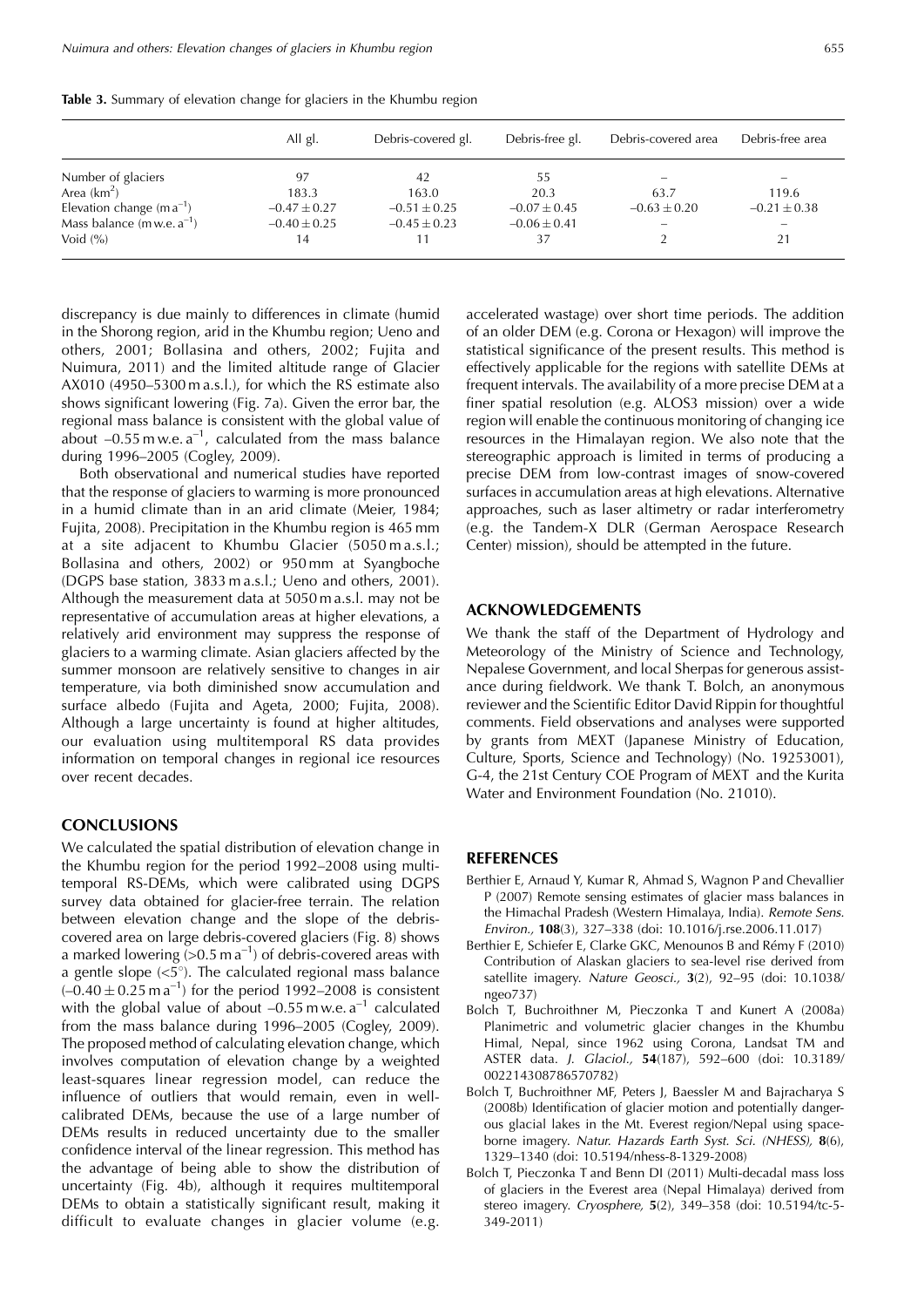**Table 3.** Summary of elevation change for glaciers in the Khumbu region

| | All gl. | Debris-covered gl. | Debris-free gl. | Debris-covered area | Debris-free area |
|---|---|---|---|---|---|
| Number of glaciers | 97 | 42 | 55 | – | – |
| Area ($km^2$) | 183.3 | 163.0 | 20.3 | 63.7 | 119.6 |
| Elevation change ($m\,a^{-1}$) | $-0.47 \pm 0.27$ | $-0.51 \pm 0.25$ | $-0.07 \pm 0.45$ | $-0.63 \pm 0.20$ | $-0.21 \pm 0.38$ |
| Mass balance ($m\,w.e.\,a^{-1}$) | $-0.40 \pm 0.25$ | $-0.45 \pm 0.23$ | $-0.06 \pm 0.41$ | – | – |
| Void (%) | 14 | 11 | 37 | 2 | 21 |

discrepancy is due mainly to differences in climate (humid in the Shorong region, arid in the Khumbu region; Ueno and others, 2001; Bollasina and others, 2002; Fujita and Nuimura, 2011) and the limited altitude range of Glacier AX010 (4950–5300 m a.s.l.), for which the RS estimate also shows significant lowering (Fig. 7a). Given the error bar, the regional mass balance is consistent with the global value of about –0.55 m w.e. $a^{-1}$, calculated from the mass balance during 1996–2005 (Cogley, 2009).

Both observational and numerical studies have reported that the response of glaciers to warming is more pronounced in a humid climate than in an arid climate (Meier, 1984; Fujita, 2008). Precipitation in the Khumbu region is 465 mm at a site adjacent to Khumbu Glacier (5050 m a.s.l.; Bollasina and others, 2002) or 950 mm at Syangboche (DGPS base station, 3833 m a.s.l.; Ueno and others, 2001). Although the measurement data at 5050 m a.s.l. may not be representative of accumulation areas at higher elevations, a relatively arid environment may suppress the response of glaciers to a warming climate. Asian glaciers affected by the summer monsoon are relatively sensitive to changes in air temperature, via both diminished snow accumulation and surface albedo (Fujita and Ageta, 2000; Fujita, 2008). Although a large uncertainty is found at higher altitudes, our evaluation using multitemporal RS data provides information on temporal changes in regional ice resources over recent decades.

## CONCLUSIONS

We calculated the spatial distribution of elevation change in the Khumbu region for the period 1992–2008 using multitemporal RS-DEMs, which were calibrated using DGPS survey data obtained for glacier-free terrain. The relation between elevation change and the slope of the debris-covered area on large debris-covered glaciers (Fig. 8) shows a marked lowering (>0.5 m $a^{-1}$) of debris-covered areas with a gentle slope (<5°). The calculated regional mass balance ($-0.40 \pm 0.25$ m $a^{-1}$) for the period 1992–2008 is consistent with the global value of about –0.55 m w.e. $a^{-1}$ calculated from the mass balance during 1996–2005 (Cogley, 2009). The proposed method of calculating elevation change, which involves computation of elevation change by a weighted least-squares linear regression model, can reduce the influence of outliers that would remain, even in well-calibrated DEMs, because the use of a large number of DEMs results in reduced uncertainty due to the smaller confidence interval of the linear regression. This method has the advantage of being able to show the distribution of uncertainty (Fig. 4b), although it requires multitemporal DEMs to obtain a statistically significant result, making it difficult to evaluate changes in glacier volume (e.g. accelerated wastage) over short time periods. The addition of an older DEM (e.g. Corona or Hexagon) will improve the statistical significance of the present results. This method is effectively applicable for the regions with satellite DEMs at frequent intervals. The availability of a more precise DEM at a finer spatial resolution (e.g. ALOS3 mission) over a wide region will enable the continuous monitoring of changing ice resources in the Himalayan region. We also note that the stereographic approach is limited in terms of producing a precise DEM from low-contrast images of snow-covered surfaces in accumulation areas at high elevations. Alternative approaches, such as laser altimetry or radar interferometry (e.g. the Tandem-X DLR (German Aerospace Research Center) mission), should be attempted in the future.

## ACKNOWLEDGEMENTS

We thank the staff of the Department of Hydrology and Meteorology of the Ministry of Science and Technology, Nepalese Government, and local Sherpas for generous assistance during fieldwork. We thank T. Bolch, an anonymous reviewer and the Scientific Editor David Rippin for thoughtful comments. Field observations and analyses were supported by grants from MEXT (Japanese Ministry of Education, Culture, Sports, Science and Technology) (No. 19253001), G-4, the 21st Century COE Program of MEXT and the Kurita Water and Environment Foundation (No. 21010).

## REFERENCES

Berthier E, Arnaud Y, Kumar R, Ahmad S, Wagnon P and Chevallier P (2007) Remote sensing estimates of glacier mass balances in the Himachal Pradesh (Western Himalaya, India). *Remote Sens. Environ.,* **108**(3), 327–338 (doi: 10.1016/j.rse.2006.11.017)

Berthier E, Schiefer E, Clarke GKC, Menounos B and Rémy F (2010) Contribution of Alaskan glaciers to sea-level rise derived from satellite imagery. *Nature Geosci.,* **3**(2), 92–95 (doi: 10.1038/ngeo737)

Bolch T, Buchroithner M, Pieczonka T and Kunert A (2008a) Planimetric and volumetric glacier changes in the Khumbu Himal, Nepal, since 1962 using Corona, Landsat TM and ASTER data. *J. Glaciol.,* **54**(187), 592–600 (doi: 10.3189/002214308786570782)

Bolch T, Buchroithner MF, Peters J, Baessler M and Bajracharya S (2008b) Identification of glacier motion and potentially dangerous glacial lakes in the Mt. Everest region/Nepal using spaceborne imagery. *Natur. Hazards Earth Syst. Sci. (NHESS),* **8**(6), 1329–1340 (doi: 10.5194/nhess-8-1329-2008)

Bolch T, Pieczonka T and Benn DI (2011) Multi-decadal mass loss of glaciers in the Everest area (Nepal Himalaya) derived from stereo imagery. *Cryosphere,* **5**(2), 349–358 (doi: 10.5194/tc-5-349-2011)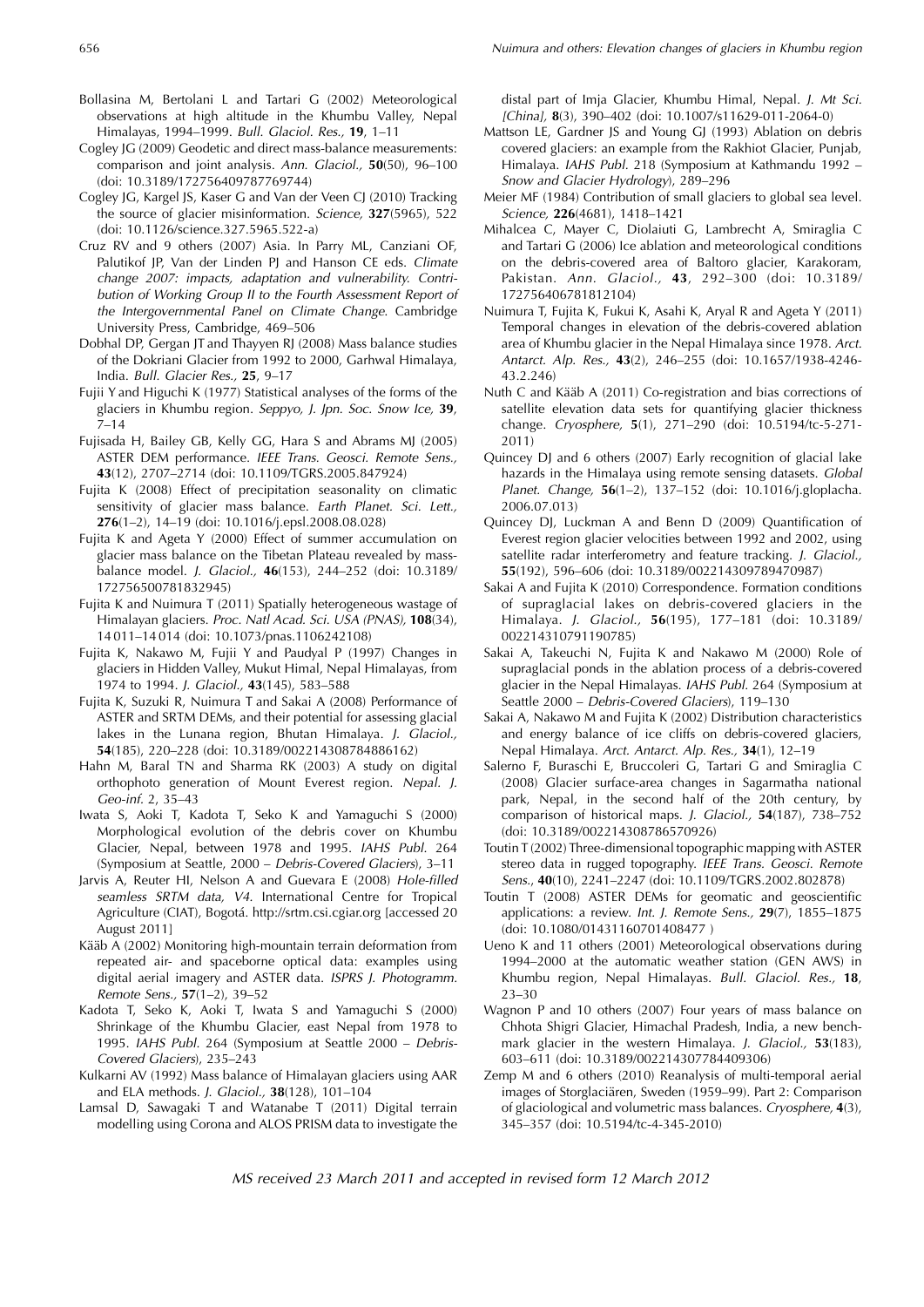Bollasina M, Bertolani L and Tartari G (2002) Meteorological observations at high altitude in the Khumbu Valley, Nepal Himalayas, 1994–1999. *Bull. Glaciol. Res.,* **19**, 1–11

Cogley JG (2009) Geodetic and direct mass-balance measurements: comparison and joint analysis. *Ann. Glaciol.,* **50**(50), 96–100 (doi: 10.3189/172756409787769744)

Cogley JG, Kargel JS, Kaser G and Van der Veen CJ (2010) Tracking the source of glacier misinformation. *Science,* **327**(5965), 522 (doi: 10.1126/science.327.5965.522-a)

Cruz RV and 9 others (2007) Asia. In Parry ML, Canziani OF, Palutikof JP, Van der Linden PJ and Hanson CE eds. *Climate change 2007: impacts, adaptation and vulnerability. Contribution of Working Group II to the Fourth Assessment Report of the Intergovernmental Panel on Climate Change.* Cambridge University Press, Cambridge, 469–506

Dobhal DP, Gergan JT and Thayyen RJ (2008) Mass balance studies of the Dokriani Glacier from 1992 to 2000, Garhwal Himalaya, India. *Bull. Glacier Res.,* **25**, 9–17

Fujii Y and Higuchi K (1977) Statistical analyses of the forms of the glaciers in Khumbu region. *Seppyo, J. Jpn. Soc. Snow Ice,* **39**, 7–14

Fujisada H, Bailey GB, Kelly GG, Hara S and Abrams MJ (2005) ASTER DEM performance. *IEEE Trans. Geosci. Remote Sens.,* **43**(12), 2707–2714 (doi: 10.1109/TGRS.2005.847924)

Fujita K (2008) Effect of precipitation seasonality on climatic sensitivity of glacier mass balance. *Earth Planet. Sci. Lett.,* **276**(1–2), 14–19 (doi: 10.1016/j.epsl.2008.08.028)

Fujita K and Ageta Y (2000) Effect of summer accumulation on glacier mass balance on the Tibetan Plateau revealed by mass-balance model. *J. Glaciol.,* **46**(153), 244–252 (doi: 10.3189/172756500781832945)

Fujita K and Nuimura T (2011) Spatially heterogeneous wastage of Himalayan glaciers. *Proc. Natl Acad. Sci. USA (PNAS),* **108**(34), 14 011–14 014 (doi: 10.1073/pnas.1106242108)

Fujita K, Nakawo M, Fujii Y and Paudyal P (1997) Changes in glaciers in Hidden Valley, Mukut Himal, Nepal Himalayas, from 1974 to 1994. *J. Glaciol.,* **43**(145), 583–588

Fujita K, Suzuki R, Nuimura T and Sakai A (2008) Performance of ASTER and SRTM DEMs, and their potential for assessing glacial lakes in the Lunana region, Bhutan Himalaya. *J. Glaciol.,* **54**(185), 220–228 (doi: 10.3189/002214308784886162)

Hahn M, Baral TN and Sharma RK (2003) A study on digital orthophoto generation of Mount Everest region. *Nepal. J. Geo-inf.* 2, 35–43

Iwata S, Aoki T, Kadota T, Seko K and Yamaguchi S (2000) Morphological evolution of the debris cover on Khumbu Glacier, Nepal, between 1978 and 1995. *IAHS Publ.* 264 (Symposium at Seattle, 2000 – *Debris-Covered Glaciers*), 3–11

Jarvis A, Reuter HI, Nelson A and Guevara E (2008) *Hole-filled seamless SRTM data, V4.* International Centre for Tropical Agriculture (CIAT), Bogotá. http://srtm.csi.cgiar.org [accessed 20 August 2011]

Kääb A (2002) Monitoring high-mountain terrain deformation from repeated air- and spaceborne optical data: examples using digital aerial imagery and ASTER data. *ISPRS J. Photogramm. Remote Sens.,* **57**(1–2), 39–52

Kadota T, Seko K, Aoki T, Iwata S and Yamaguchi S (2000) Shrinkage of the Khumbu Glacier, east Nepal from 1978 to 1995. *IAHS Publ.* 264 (Symposium at Seattle 2000 – *Debris-Covered Glaciers*), 235–243

Kulkarni AV (1992) Mass balance of Himalayan glaciers using AAR and ELA methods. *J. Glaciol.,* **38**(128), 101–104

Lamsal D, Sawagaki T and Watanabe T (2011) Digital terrain modelling using Corona and ALOS PRISM data to investigate the distal part of Imja Glacier, Khumbu Himal, Nepal. *J. Mt Sci. [China],* **8**(3), 390–402 (doi: 10.1007/s11629-011-2064-0)

Mattson LE, Gardner JS and Young GJ (1993) Ablation on debris covered glaciers: an example from the Rakhiot Glacier, Punjab, Himalaya. *IAHS Publ.* 218 (Symposium at Kathmandu 1992 – *Snow and Glacier Hydrology*), 289–296

Meier MF (1984) Contribution of small glaciers to global sea level. *Science,* **226**(4681), 1418–1421

Mihalcea C, Mayer C, Diolaiuti G, Lambrecht A, Smiraglia C and Tartari G (2006) Ice ablation and meteorological conditions on the debris-covered area of Baltoro glacier, Karakoram, Pakistan. *Ann. Glaciol.,* **43**, 292–300 (doi: 10.3189/172756406781812104)

Nuimura T, Fujita K, Fukui K, Asahi K, Aryal R and Ageta Y (2011) Temporal changes in elevation of the debris-covered ablation area of Khumbu glacier in the Nepal Himalaya since 1978. *Arct. Antarct. Alp. Res.,* **43**(2), 246–255 (doi: 10.1657/1938-4246-43.2.246)

Nuth C and Kääb A (2011) Co-registration and bias corrections of satellite elevation data sets for quantifying glacier thickness change. *Cryosphere,* **5**(1), 271–290 (doi: 10.5194/tc-5-271-2011)

Quincey DJ and 6 others (2007) Early recognition of glacial lake hazards in the Himalaya using remote sensing datasets. *Global Planet. Change,* **56**(1–2), 137–152 (doi: 10.1016/j.gloplacha.2006.07.013)

Quincey DJ, Luckman A and Benn D (2009) Quantification of Everest region glacier velocities between 1992 and 2002, using satellite radar interferometry and feature tracking. *J. Glaciol.,* **55**(192), 596–606 (doi: 10.3189/002214309789470987)

Sakai A and Fujita K (2010) Correspondence. Formation conditions of supraglacial lakes on debris-covered glaciers in the Himalaya. *J. Glaciol.,* **56**(195), 177–181 (doi: 10.3189/002214310791190785)

Sakai A, Takeuchi N, Fujita K and Nakawo M (2000) Role of supraglacial ponds in the ablation process of a debris-covered glacier in the Nepal Himalayas. *IAHS Publ.* 264 (Symposium at Seattle 2000 – *Debris-Covered Glaciers*), 119–130

Sakai A, Nakawo M and Fujita K (2002) Distribution characteristics and energy balance of ice cliffs on debris-covered glaciers, Nepal Himalaya. *Arct. Antarct. Alp. Res.,* **34**(1), 12–19

Salerno F, Buraschi E, Bruccoleri G, Tartari G and Smiraglia C (2008) Glacier surface-area changes in Sagarmatha national park, Nepal, in the second half of the 20th century, by comparison of historical maps. *J. Glaciol.,* **54**(187), 738–752 (doi: 10.3189/002214308786570926)

Toutin T (2002) Three-dimensional topographic mapping with ASTER stereo data in rugged topography. *IEEE Trans. Geosci. Remote Sens.,* **40**(10), 2241–2247 (doi: 10.1109/TGRS.2002.802878)

Toutin T (2008) ASTER DEMs for geomatic and geoscientific applications: a review. *Int. J. Remote Sens.,* **29**(7), 1855–1875 (doi: 10.1080/01431160701408477 )

Ueno K and 11 others (2001) Meteorological observations during 1994–2000 at the automatic weather station (GEN AWS) in Khumbu region, Nepal Himalayas. *Bull. Glaciol. Res.,* **18**, 23–30

Wagnon P and 10 others (2007) Four years of mass balance on Chhota Shigri Glacier, Himachal Pradesh, India, a new benchmark glacier in the western Himalaya. *J. Glaciol.,* **53**(183), 603–611 (doi: 10.3189/002214307784409306)

Zemp M and 6 others (2010) Reanalysis of multi-temporal aerial images of Storglaciären, Sweden (1959–99). Part 2: Comparison of glaciological and volumetric mass balances. *Cryosphere,* **4**(3), 345–357 (doi: 10.5194/tc-4-345-2010)

*MS received 23 March 2011 and accepted in revised form 12 March 2012*